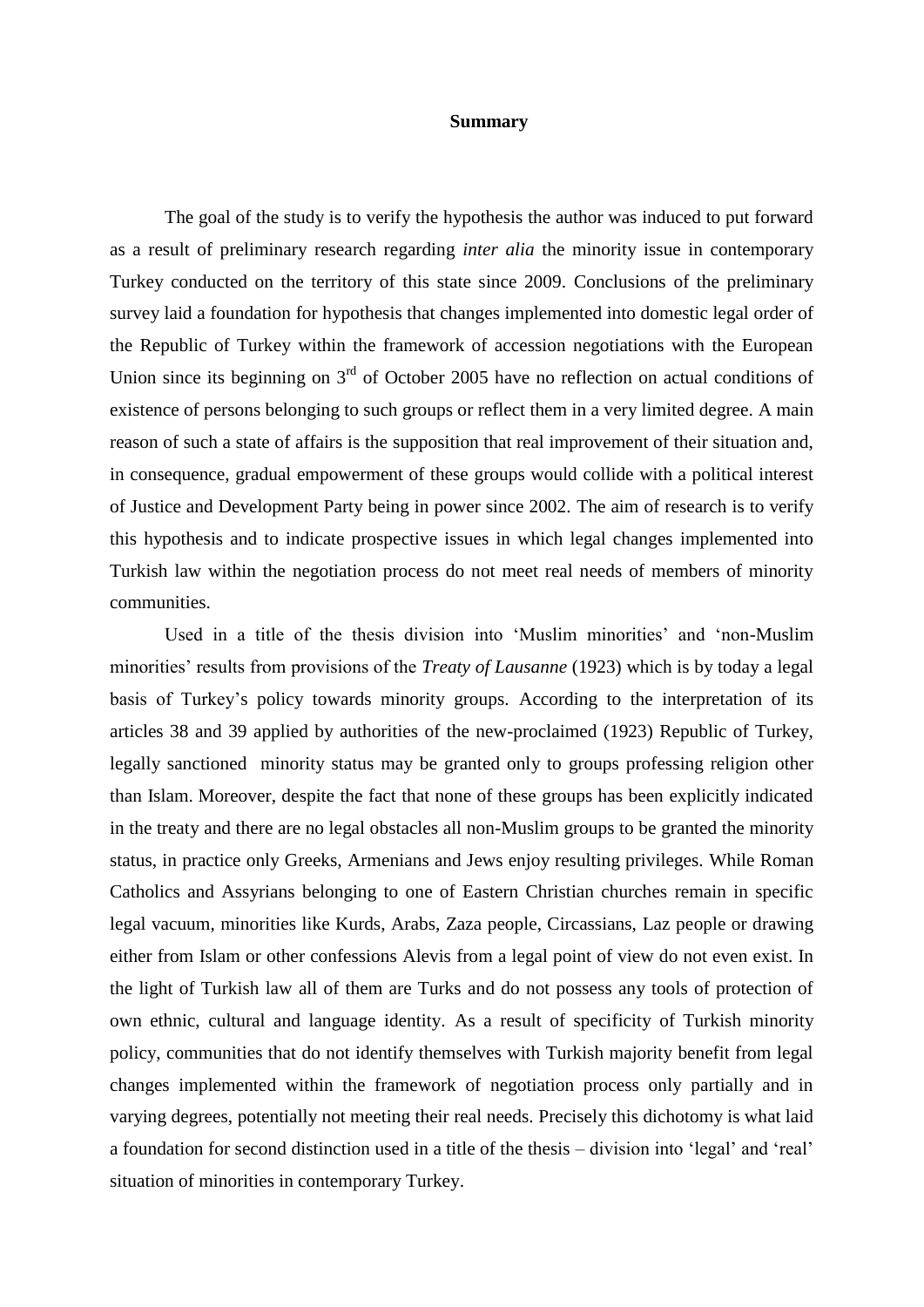**Summary**

The goal of the study is to verify the hypothesis the author was induced to put forward as a result of preliminary research regarding *inter alia* the minority issue in contemporary Turkey conducted on the territory of this state since 2009. Conclusions of the preliminary survey laid a foundation for hypothesis that changes implemented into domestic legal order of the Republic of Turkey within the framework of accession negotiations with the European Union since its beginning on 3rd of October 2005 have no reflection on actual conditions of existence of persons belonging to such groups or reflect them in a very limited degree. A main reason of such a state of affairs is the supposition that real improvement of their situation and, in consequence, gradual empowerment of these groups would collide with a political interest of Justice and Development Party being in power since 2002. The aim of research is to verify this hypothesis and to indicate prospective issues in which legal changes implemented into Turkish law within the negotiation process do not meet real needs of members of minority communities.

Used in a title of the thesis division into 'Muslim minorities' and 'non-Muslim minorities' results from provisions of the *Treaty of Lausanne* (1923) which is by today a legal basis of Turkey's policy towards minority groups. According to the interpretation of its articles 38 and 39 applied by authorities of the new-proclaimed (1923) Republic of Turkey, legally sanctioned minority status may be granted only to groups professing religion other than Islam. Moreover, despite the fact that none of these groups has been explicitly indicated in the treaty and there are no legal obstacles all non-Muslim groups to be granted the minority status, in practice only Greeks, Armenians and Jews enjoy resulting privileges. While Roman Catholics and Assyrians belonging to one of Eastern Christian churches remain in specific legal vacuum, minorities like Kurds, Arabs, Zaza people, Circassians, Laz people or drawing either from Islam or other confessions Alevis from a legal point of view do not even exist. In the light of Turkish law all of them are Turks and do not possess any tools of protection of own ethnic, cultural and language identity. As a result of specificity of Turkish minority policy, communities that do not identify themselves with Turkish majority benefit from legal changes implemented within the framework of negotiation process only partially and in varying degrees, potentially not meeting their real needs. Precisely this dichotomy is what laid a foundation for second distinction used in a title of the thesis – division into 'legal' and 'real' situation of minorities in contemporary Turkey.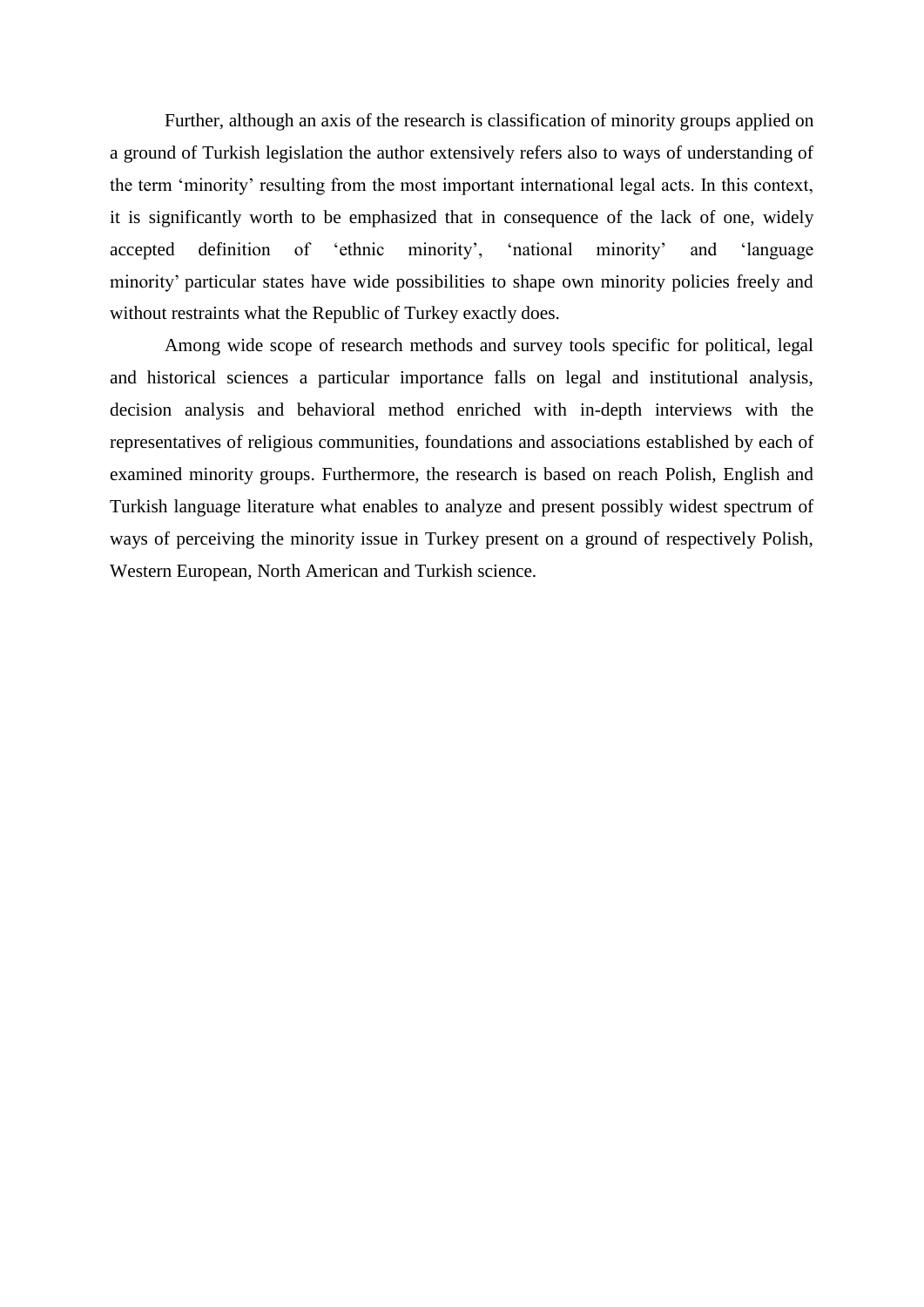Further, although an axis of the research is classification of minority groups applied on a ground of Turkish legislation the author extensively refers also to ways of understanding of the term 'minority' resulting from the most important international legal acts. In this context, it is significantly worth to be emphasized that in consequence of the lack of one, widely accepted definition of 'ethnic minority', 'national minority' and 'language minority' particular states have wide possibilities to shape own minority policies freely and without restraints what the Republic of Turkey exactly does.

Among wide scope of research methods and survey tools specific for political, legal and historical sciences a particular importance falls on legal and institutional analysis, decision analysis and behavioral method enriched with in-depth interviews with the representatives of religious communities, foundations and associations established by each of examined minority groups. Furthermore, the research is based on reach Polish, English and Turkish language literature what enables to analyze and present possibly widest spectrum of ways of perceiving the minority issue in Turkey present on a ground of respectively Polish, Western European, North American and Turkish science.